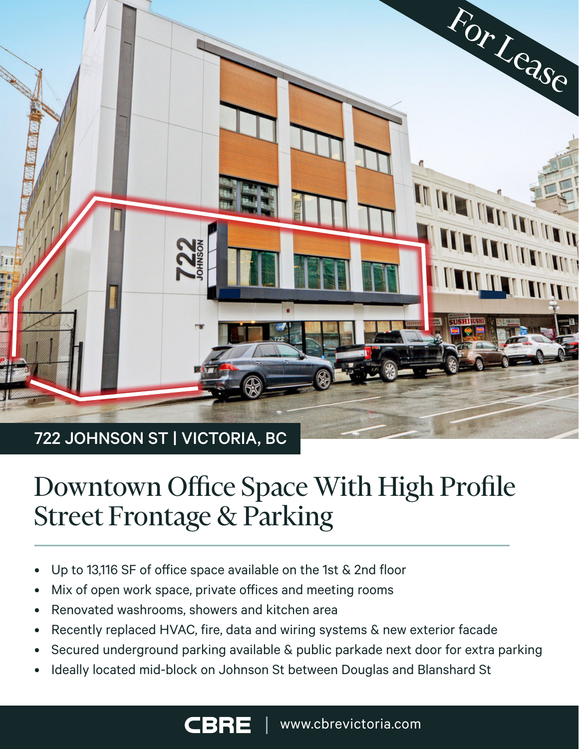For Lease

722 JOHNSON ST | VICTORIA, BC

# Downtown Office Space With High Profile Street Frontage & Parking

- Up to 13,116 SF of office space available on the 1st & 2nd floor
- Mix of open work space, private offices and meeting rooms
- Renovated washrooms, showers and kitchen area
- Recently replaced HVAC, fire, data and wiring systems & new exterior facade
- Secured underground parking available & public parkade next door for extra parking
- Ideally located mid-block on Johnson St between Douglas and Blanshard St

CBRE | www.cbrevictoria.com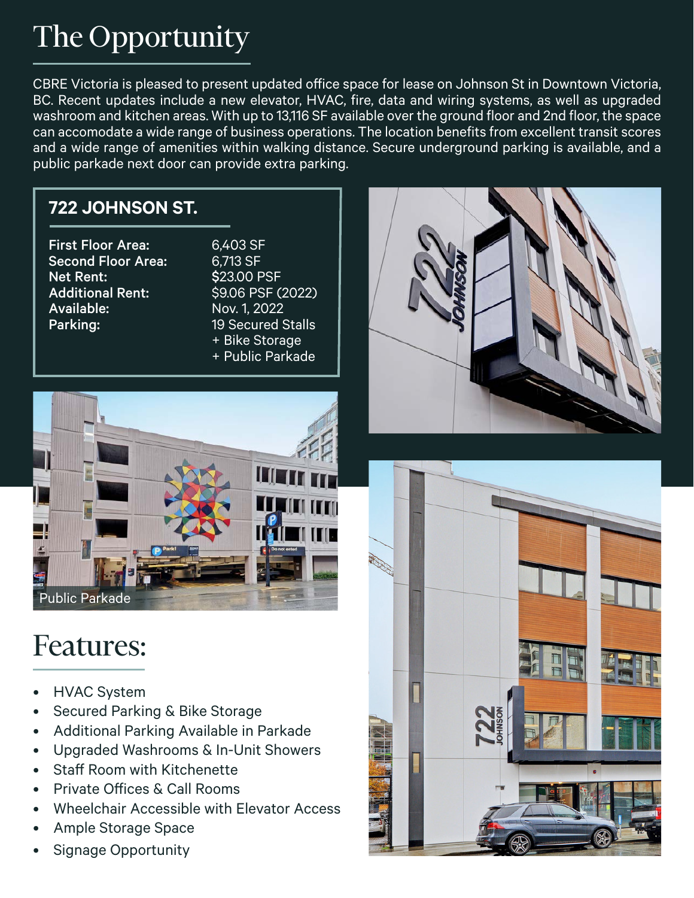# The Opportunity

CBRE Victoria is pleased to present updated office space for lease on Johnson St in Downtown Victoria, BC. Recent updates include a new elevator, HVAC, fire, data and wiring systems, as well as upgraded washroom and kitchen areas. With up to 13,116 SF available over the ground floor and 2nd floor, the space can accomodate a wide range of business operations. The location benefits from excellent transit scores and a wide range of amenities within walking distance. Secure underground parking is available, and a public parkade next door can provide extra parking.

## 722 JOHNSON ST.

| | |
|---|---|
| **First Floor Area:** | 6,403 SF |
| **Second Floor Area:** | 6,713 SF |
| **Net Rent:** | $23.00 PSF |
| **Additional Rent:** | $9.06 PSF (2022) |
| **Available:** | Nov. 1, 2022 |
| **Parking:** | 19 Secured Stalls + Bike Storage + Public Parkade |

Public Parkade

# Features:

- HVAC System
- Secured Parking & Bike Storage
- Additional Parking Available in Parkade
- Upgraded Washrooms & In-Unit Showers
- Staff Room with Kitchenette
- Private Offices & Call Rooms
- Wheelchair Accessible with Elevator Access
- Ample Storage Space
- Signage Opportunity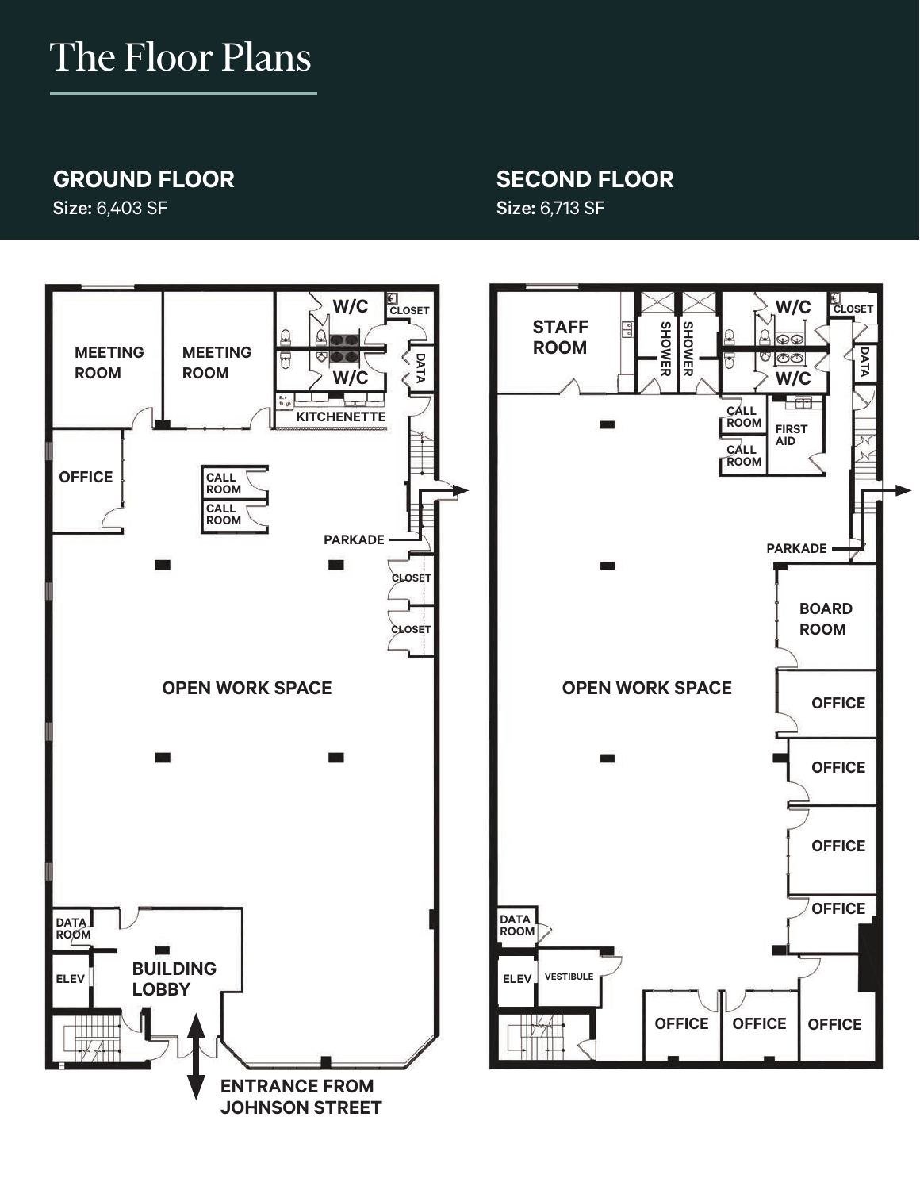# The Floor Plans

## GROUND FLOOR

**Size:** 6,403 SF

## SECOND FLOOR

**Size:** 6,713 SF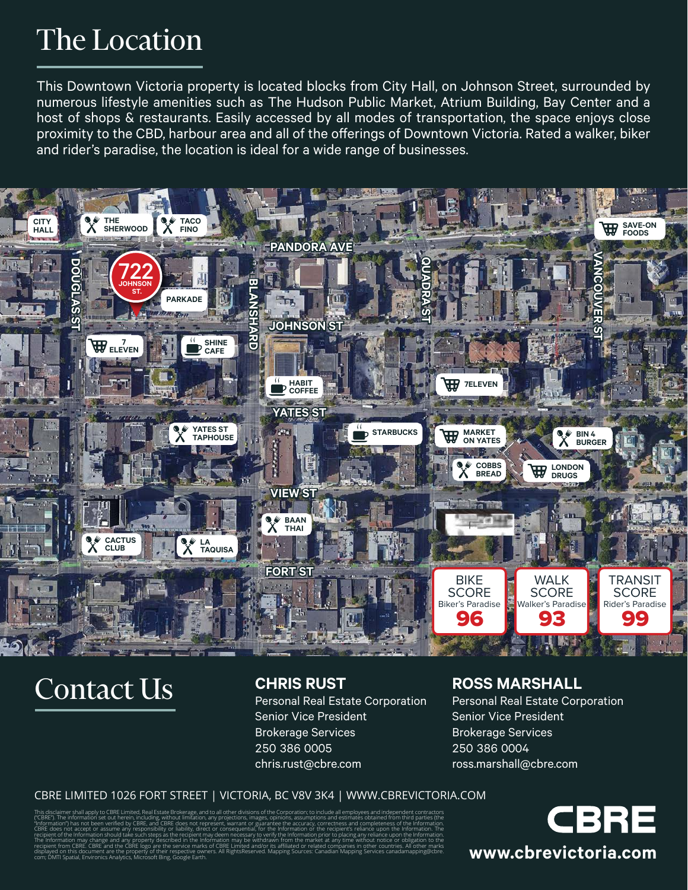# The Location

This Downtown Victoria property is located blocks from City Hall, on Johnson Street, surrounded by numerous lifestyle amenities such as The Hudson Public Market, Atrium Building, Bay Center and a host of shops & restaurants. Easily accessed by all modes of transportation, the space enjoys close proximity to the CBD, harbour area and all of the offerings of Downtown Victoria. Rated a walker, biker and rider's paradise, the location is ideal for a wide range of businesses.

CITY HALL
THE SHERWOOD
TACO FINO
PANDORA AVE
SAVE-ON FOODS
DOUGLAS ST
722 JOHNSON ST.
PARKADE
BLANSHARD
QUADRA ST
VANCOUVER ST
JOHNSON ST
7 ELEVEN
SHINE CAFE
HABIT COFFEE
7ELEVEN
YATES ST
YATES ST TAPHOUSE
STARBUCKS
MARKET ON YATES
BIN 4 BURGER
COBBS BREAD
LONDON DRUGS
VIEW ST
BAAN THAI
CACTUS CLUB
LA TAQUISA
FORT ST

BIKE SCORE
Biker's Paradise
96

WALK SCORE
Walker's Paradise
93

TRANSIT SCORE
Rider's Paradise
99

# Contact Us

**CHRIS RUST**
Personal Real Estate Corporation
Senior Vice President
Brokerage Services
250 386 0005
chris.rust@cbre.com

**ROSS MARSHALL**
Personal Real Estate Corporation
Senior Vice President
Brokerage Services
250 386 0004
ross.marshall@cbre.com

CBRE LIMITED 1026 FORT STREET | VICTORIA, BC V8V 3K4 | WWW.CBREVICTORIA.COM

This disclaimer shall apply to CBRE Limited, Real Estate Brokerage, and to all other divisions of the Corporation; to include all employees and independent contractors ("CBRE"). The information set out herein, including, without limitation, any projections, images, opinions, assumptions and estimates obtained from third parties (the "Information") has not been verified by CBRE, and CBRE does not represent, warrant or guarantee the accuracy, correctness and completeness of the Information. CBRE does not accept or assume any responsibility or liability, direct or consequential, for the Information or the recipient's reliance upon the Information. The recipient of the Information should take such steps as the recipient may deem necessary to verify the Information prior to placing any reliance upon the Information. The Information may change and any property described in the Information may be withdrawn from the market at any time without notice or obligation to the recipient from CBRE. CBRE and the CBRE logo are the service marks of CBRE Limited and/or its affiliated or related companies in other countries. All other marks displayed on this document are the property of their respective owners. All RightsReserved. Mapping Sources: Canadian Mapping Services canadamapping@cbre.com; DMTI Spatial, Environics Analytics, Microsoft Bing, Google Earth.

CBRE
**www.cbrevictoria.com**